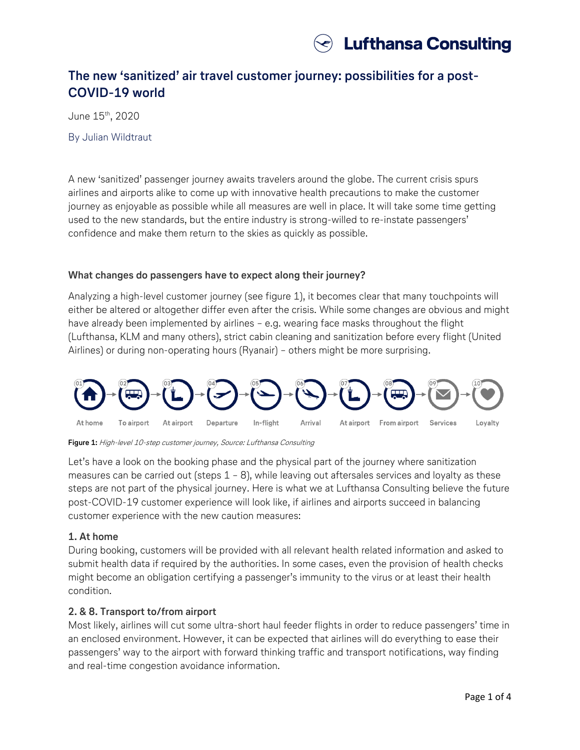# The new 'sanitized' air travel customer journey: possibilities for a post-COVID-19 world

June 15th, 2020

By Julian Wildtraut

A new 'sanitized' passenger journey awaits travelers around the globe. The current crisis spurs airlines and airports alike to come up with innovative health precautions to make the customer journey as enjoyable as possible while all measures are well in place. It will take some time getting used to the new standards, but the entire industry is strong-willed to re-instate passengers' confidence and make them return to the skies as quickly as possible.

### What changes do passengers have to expect along their journey?

Analyzing a high-level customer journey (see figure 1), it becomes clear that many touchpoints will either be altered or altogether differ even after the crisis. While some changes are obvious and might have already been implemented by airlines – e.g. wearing face masks throughout the flight (Lufthansa, KLM and many others), strict cabin cleaning and sanitization before every flight (United Airlines) or during non-operating hours (Ryanair) – others might be more surprising.

01 At home → 02 To airport → 03 At airport → 04 Departure → 05 In-flight → 06 Arrival → 07 At airport → 08 From airport → 09 Services → 10 Loyalty

**Figure 1:** *High-level 10-step customer journey, Source: Lufthansa Consulting*

Let's have a look on the booking phase and the physical part of the journey where sanitization measures can be carried out (steps 1 – 8), while leaving out aftersales services and loyalty as these steps are not part of the physical journey. Here is what we at Lufthansa Consulting believe the future post-COVID-19 customer experience will look like, if airlines and airports succeed in balancing customer experience with the new caution measures:

#### 1. At home

During booking, customers will be provided with all relevant health related information and asked to submit health data if required by the authorities. In some cases, even the provision of health checks might become an obligation certifying a passenger's immunity to the virus or at least their health condition.

#### 2. & 8. Transport to/from airport

Most likely, airlines will cut some ultra-short haul feeder flights in order to reduce passengers' time in an enclosed environment. However, it can be expected that airlines will do everything to ease their passengers' way to the airport with forward thinking traffic and transport notifications, way finding and real-time congestion avoidance information.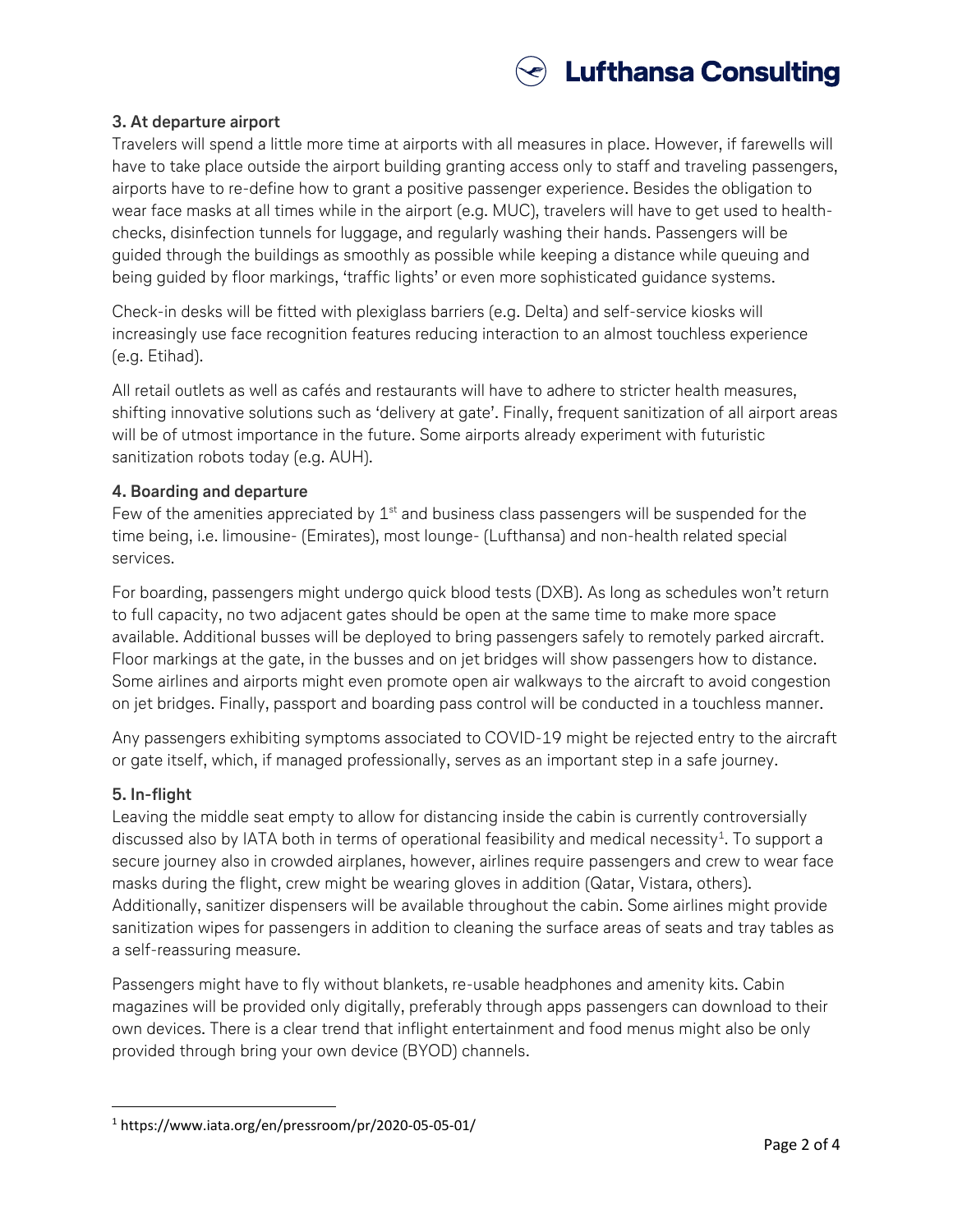### 3. At departure airport

Travelers will spend a little more time at airports with all measures in place. However, if farewells will have to take place outside the airport building granting access only to staff and traveling passengers, airports have to re-define how to grant a positive passenger experience. Besides the obligation to wear face masks at all times while in the airport (e.g. MUC), travelers will have to get used to health-checks, disinfection tunnels for luggage, and regularly washing their hands. Passengers will be guided through the buildings as smoothly as possible while keeping a distance while queuing and being guided by floor markings, 'traffic lights' or even more sophisticated guidance systems.

Check-in desks will be fitted with plexiglass barriers (e.g. Delta) and self-service kiosks will increasingly use face recognition features reducing interaction to an almost touchless experience (e.g. Etihad).

All retail outlets as well as cafés and restaurants will have to adhere to stricter health measures, shifting innovative solutions such as 'delivery at gate'. Finally, frequent sanitization of all airport areas will be of utmost importance in the future. Some airports already experiment with futuristic sanitization robots today (e.g. AUH).

### 4. Boarding and departure

Few of the amenities appreciated by 1st and business class passengers will be suspended for the time being, i.e. limousine- (Emirates), most lounge- (Lufthansa) and non-health related special services.

For boarding, passengers might undergo quick blood tests (DXB). As long as schedules won't return to full capacity, no two adjacent gates should be open at the same time to make more space available. Additional busses will be deployed to bring passengers safely to remotely parked aircraft. Floor markings at the gate, in the busses and on jet bridges will show passengers how to distance. Some airlines and airports might even promote open air walkways to the aircraft to avoid congestion on jet bridges. Finally, passport and boarding pass control will be conducted in a touchless manner.

Any passengers exhibiting symptoms associated to COVID-19 might be rejected entry to the aircraft or gate itself, which, if managed professionally, serves as an important step in a safe journey.

### 5. In-flight

Leaving the middle seat empty to allow for distancing inside the cabin is currently controversially discussed also by IATA both in terms of operational feasibility and medical necessity[1]. To support a secure journey also in crowded airplanes, however, airlines require passengers and crew to wear face masks during the flight, crew might be wearing gloves in addition (Qatar, Vistara, others). Additionally, sanitizer dispensers will be available throughout the cabin. Some airlines might provide sanitization wipes for passengers in addition to cleaning the surface areas of seats and tray tables as a self-reassuring measure.

Passengers might have to fly without blankets, re-usable headphones and amenity kits. Cabin magazines will be provided only digitally, preferably through apps passengers can download to their own devices. There is a clear trend that inflight entertainment and food menus might also be only provided through bring your own device (BYOD) channels.

[1] https://www.iata.org/en/pressroom/pr/2020-05-05-01/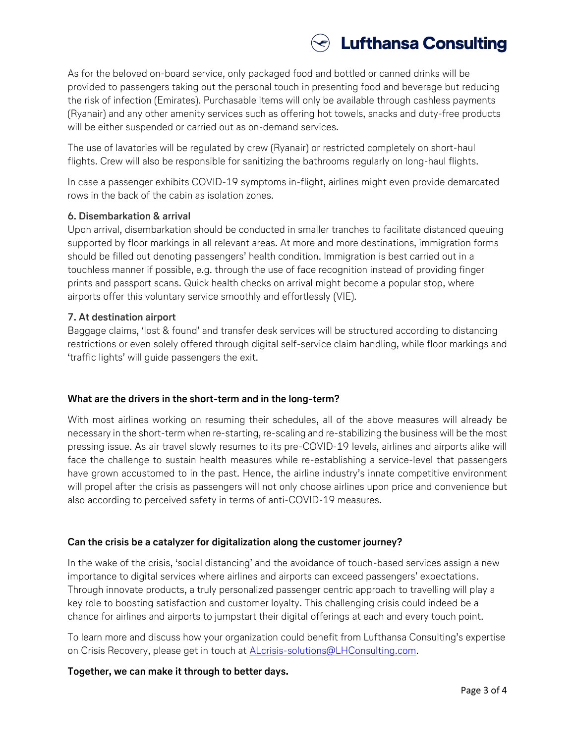As for the beloved on-board service, only packaged food and bottled or canned drinks will be provided to passengers taking out the personal touch in presenting food and beverage but reducing the risk of infection (Emirates). Purchasable items will only be available through cashless payments (Ryanair) and any other amenity services such as offering hot towels, snacks and duty-free products will be either suspended or carried out as on-demand services.

The use of lavatories will be regulated by crew (Ryanair) or restricted completely on short-haul flights. Crew will also be responsible for sanitizing the bathrooms regularly on long-haul flights.

In case a passenger exhibits COVID-19 symptoms in-flight, airlines might even provide demarcated rows in the back of the cabin as isolation zones.

**6. Disembarkation & arrival**

Upon arrival, disembarkation should be conducted in smaller tranches to facilitate distanced queuing supported by floor markings in all relevant areas. At more and more destinations, immigration forms should be filled out denoting passengers' health condition. Immigration is best carried out in a touchless manner if possible, e.g. through the use of face recognition instead of providing finger prints and passport scans. Quick health checks on arrival might become a popular stop, where airports offer this voluntary service smoothly and effortlessly (VIE).

**7. At destination airport**

Baggage claims, 'lost & found' and transfer desk services will be structured according to distancing restrictions or even solely offered through digital self-service claim handling, while floor markings and 'traffic lights' will guide passengers the exit.

### What are the drivers in the short-term and in the long-term?

With most airlines working on resuming their schedules, all of the above measures will already be necessary in the short-term when re-starting, re-scaling and re-stabilizing the business will be the most pressing issue. As air travel slowly resumes to its pre-COVID-19 levels, airlines and airports alike will face the challenge to sustain health measures while re-establishing a service-level that passengers have grown accustomed to in the past. Hence, the airline industry's innate competitive environment will propel after the crisis as passengers will not only choose airlines upon price and convenience but also according to perceived safety in terms of anti-COVID-19 measures.

### Can the crisis be a catalyzer for digitalization along the customer journey?

In the wake of the crisis, 'social distancing' and the avoidance of touch-based services assign a new importance to digital services where airlines and airports can exceed passengers' expectations. Through innovate products, a truly personalized passenger centric approach to travelling will play a key role to boosting satisfaction and customer loyalty. This challenging crisis could indeed be a chance for airlines and airports to jumpstart their digital offerings at each and every touch point.

To learn more and discuss how your organization could benefit from Lufthansa Consulting's expertise on Crisis Recovery, please get in touch at [ALcrisis-solutions@LHConsulting.com](mailto:ALcrisis-solutions@LHConsulting.com).

**Together, we can make it through to better days.**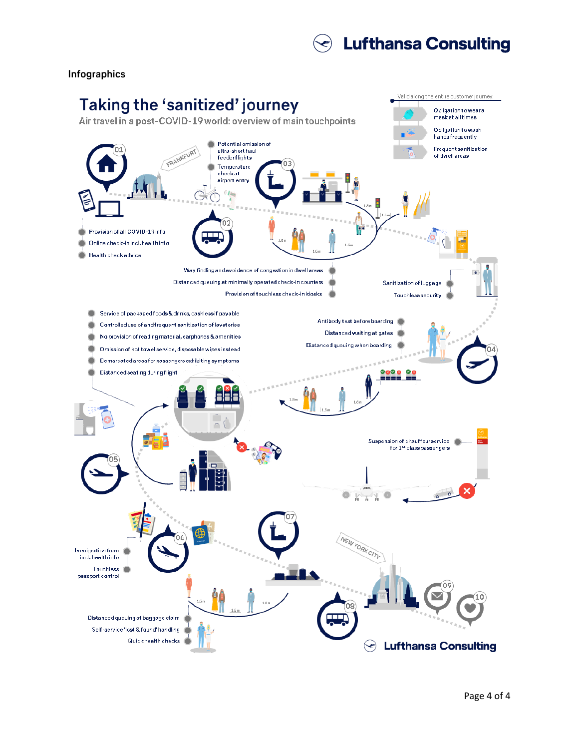Lufthansa Consulting

## Infographics

# Taking the 'sanitized' journey

Air travel in a post-COVID-19 world: overview of main touchpoints

Valid along the entire customer journey:

- Obligation to wear a mask at all times
- Obligation to wash hands frequently
- Frequent sanitization of dwell areas

01

- Provision of all COVID-19 info
- Online check-in incl. health info
- Health check advice

FRANKFURT

02

- Potential omission of ultra-short haul feeder flights
- Temperature check at airport entry

03

- Way finding and avoidance of congestion in dwell areas
- Distanced queuing at minimally operated check-in counters
- Provision of touchless check-in kiosks
- Sanitization of luggage
- Touchless security

1.5 m

04

- Antibody test before boarding
- Distanced waiting at gates
- Distanced queuing when boarding

05

- Service of packaged foods & drinks, cashless if payable
- Controlled use of and frequent sanitization of lavatories
- No provision of reading material, earphones & amenities
- Omission of hot towel service, disposable wipes instead
- Demarcated areas for passengers exhibiting symptoms
- Distanced seating during flight

- Suspension of chauffeur service for 1st class passengers

06

- Immigration form incl. health info
- Touchless passport control

07

- Distanced queuing at baggage claim
- Self-service 'lost & found' handling
- Quick health checks

08

NEW YORK CITY

09

10

Lufthansa Consulting